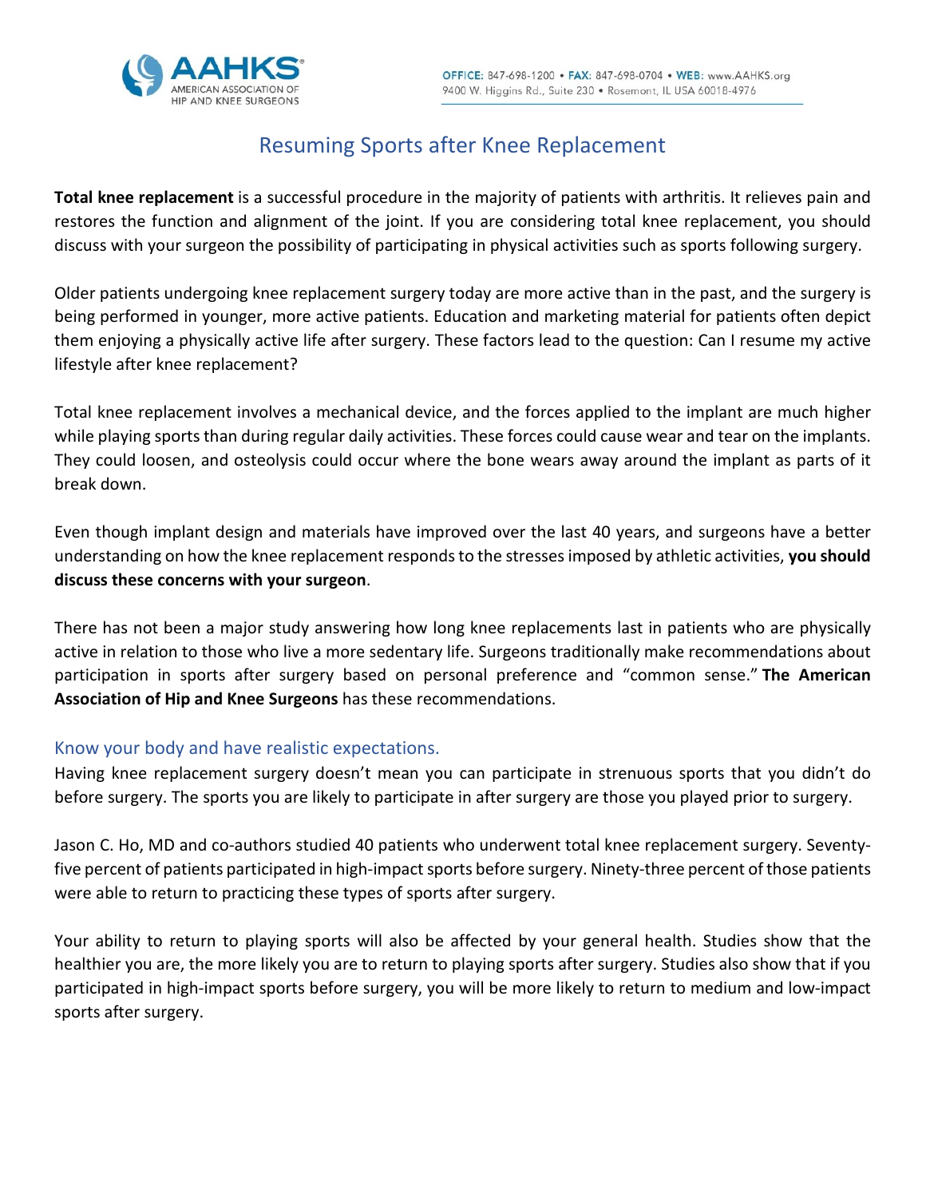# Resuming Sports after Knee Replacement

**Total knee replacement** is a successful procedure in the majority of patients with arthritis. It relieves pain and restores the function and alignment of the joint. If you are considering total knee replacement, you should discuss with your surgeon the possibility of participating in physical activities such as sports following surgery.

Older patients undergoing knee replacement surgery today are more active than in the past, and the surgery is being performed in younger, more active patients. Education and marketing material for patients often depict them enjoying a physically active life after surgery. These factors lead to the question: Can I resume my active lifestyle after knee replacement?

Total knee replacement involves a mechanical device, and the forces applied to the implant are much higher while playing sports than during regular daily activities. These forces could cause wear and tear on the implants. They could loosen, and osteolysis could occur where the bone wears away around the implant as parts of it break down.

Even though implant design and materials have improved over the last 40 years, and surgeons have a better understanding on how the knee replacement responds to the stresses imposed by athletic activities, **you should discuss these concerns with your surgeon**.

There has not been a major study answering how long knee replacements last in patients who are physically active in relation to those who live a more sedentary life. Surgeons traditionally make recommendations about participation in sports after surgery based on personal preference and "common sense." **The American Association of Hip and Knee Surgeons** has these recommendations.

## Know your body and have realistic expectations.

Having knee replacement surgery doesn't mean you can participate in strenuous sports that you didn't do before surgery. The sports you are likely to participate in after surgery are those you played prior to surgery.

Jason C. Ho, MD and co-authors studied 40 patients who underwent total knee replacement surgery. Seventy-five percent of patients participated in high-impact sports before surgery. Ninety-three percent of those patients were able to return to practicing these types of sports after surgery.

Your ability to return to playing sports will also be affected by your general health. Studies show that the healthier you are, the more likely you are to return to playing sports after surgery. Studies also show that if you participated in high-impact sports before surgery, you will be more likely to return to medium and low-impact sports after surgery.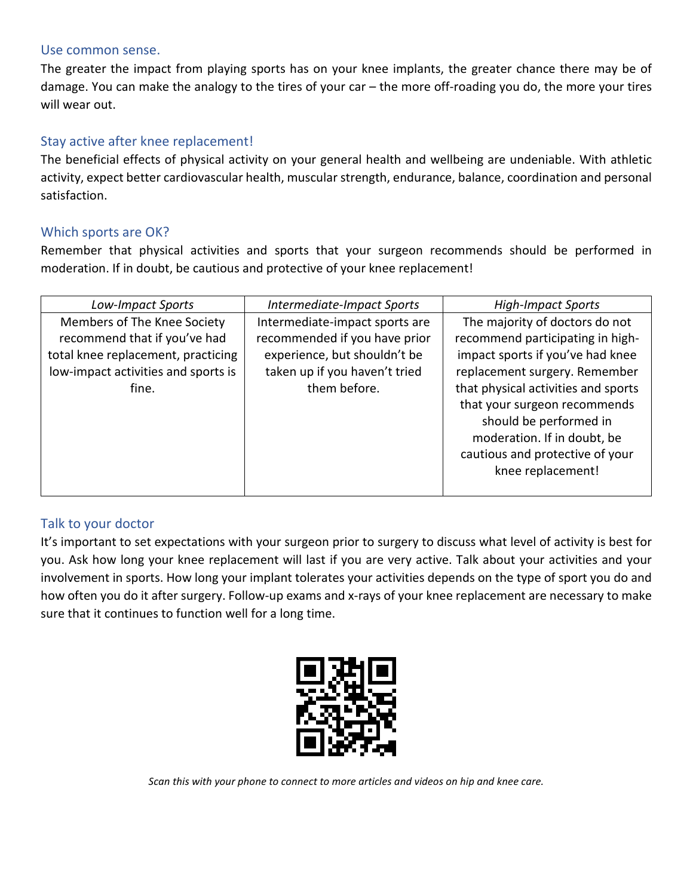## Use common sense.

The greater the impact from playing sports has on your knee implants, the greater chance there may be of damage. You can make the analogy to the tires of your car – the more off-roading you do, the more your tires will wear out.

## Stay active after knee replacement!

The beneficial effects of physical activity on your general health and wellbeing are undeniable. With athletic activity, expect better cardiovascular health, muscular strength, endurance, balance, coordination and personal satisfaction.

## Which sports are OK?

Remember that physical activities and sports that your surgeon recommends should be performed in moderation. If in doubt, be cautious and protective of your knee replacement!

| *Low-Impact Sports* | *Intermediate-Impact Sports* | *High-Impact Sports* |
|---|---|---|
| Members of The Knee Society recommend that if you've had total knee replacement, practicing low-impact activities and sports is fine. | Intermediate-impact sports are recommended if you have prior experience, but shouldn't be taken up if you haven't tried them before. | The majority of doctors do not recommend participating in high-impact sports if you've had knee replacement surgery. Remember that physical activities and sports that your surgeon recommends should be performed in moderation. If in doubt, be cautious and protective of your knee replacement! |

## Talk to your doctor

It's important to set expectations with your surgeon prior to surgery to discuss what level of activity is best for you. Ask how long your knee replacement will last if you are very active. Talk about your activities and your involvement in sports. How long your implant tolerates your activities depends on the type of sport you do and how often you do it after surgery. Follow-up exams and x-rays of your knee replacement are necessary to make sure that it continues to function well for a long time.

*Scan this with your phone to connect to more articles and videos on hip and knee care.*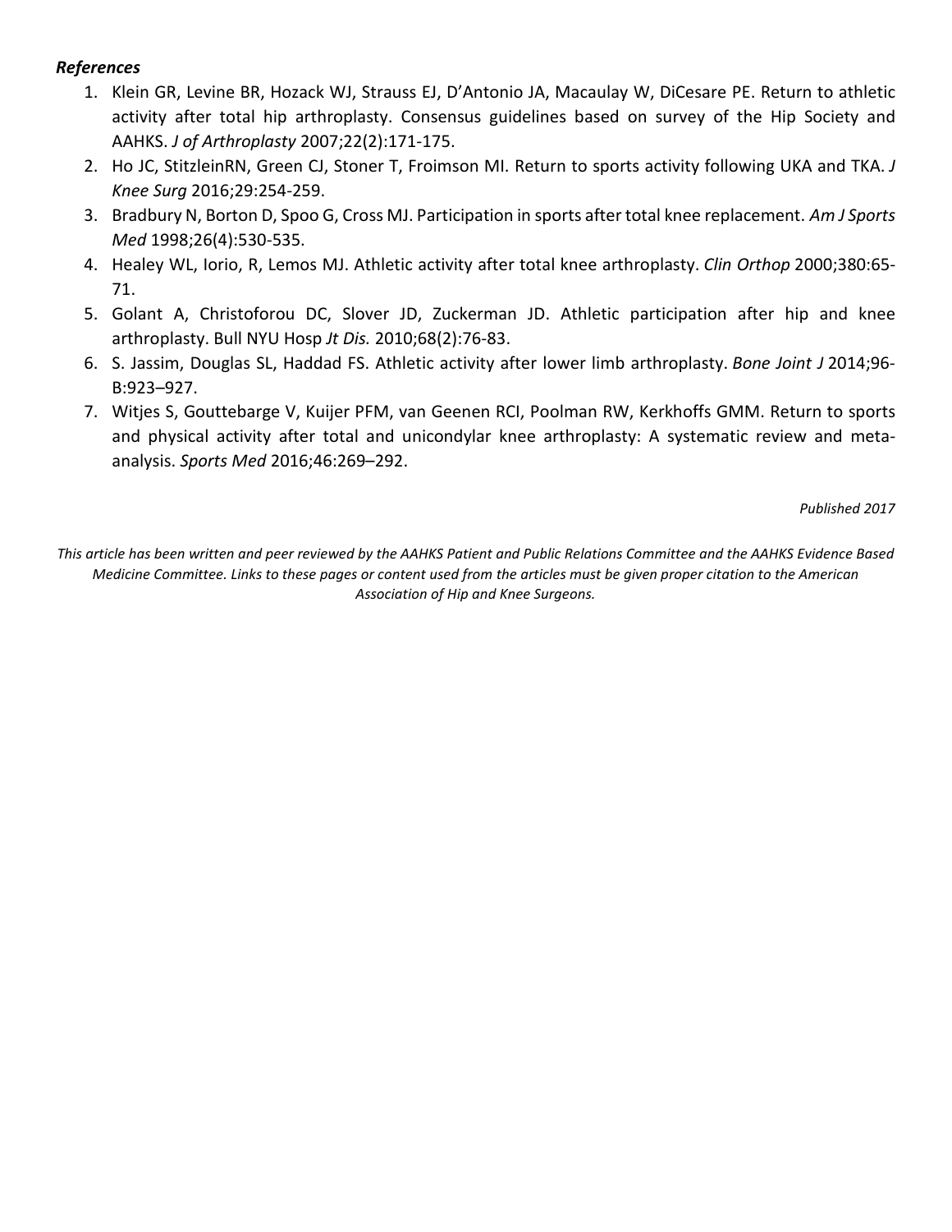***References***

1. Klein GR, Levine BR, Hozack WJ, Strauss EJ, D'Antonio JA, Macaulay W, DiCesare PE. Return to athletic activity after total hip arthroplasty. Consensus guidelines based on survey of the Hip Society and AAHKS. *J of Arthroplasty* 2007;22(2):171-175.
2. Ho JC, StitzleinRN, Green CJ, Stoner T, Froimson MI. Return to sports activity following UKA and TKA. *J Knee Surg* 2016;29:254-259.
3. Bradbury N, Borton D, Spoo G, Cross MJ. Participation in sports after total knee replacement. *Am J Sports Med* 1998;26(4):530-535.
4. Healey WL, Iorio, R, Lemos MJ. Athletic activity after total knee arthroplasty. *Clin Orthop* 2000;380:65-71.
5. Golant A, Christoforou DC, Slover JD, Zuckerman JD. Athletic participation after hip and knee arthroplasty. Bull NYU Hosp *Jt Dis.* 2010;68(2):76-83.
6. S. Jassim, Douglas SL, Haddad FS. Athletic activity after lower limb arthroplasty. *Bone Joint J* 2014;96-B:923–927.
7. Witjes S, Gouttebarge V, Kuijer PFM, van Geenen RCI, Poolman RW, Kerkhoffs GMM. Return to sports and physical activity after total and unicondylar knee arthroplasty: A systematic review and meta-analysis. *Sports Med* 2016;46:269–292.

*Published 2017*

*This article has been written and peer reviewed by the AAHKS Patient and Public Relations Committee and the AAHKS Evidence Based Medicine Committee. Links to these pages or content used from the articles must be given proper citation to the American Association of Hip and Knee Surgeons.*